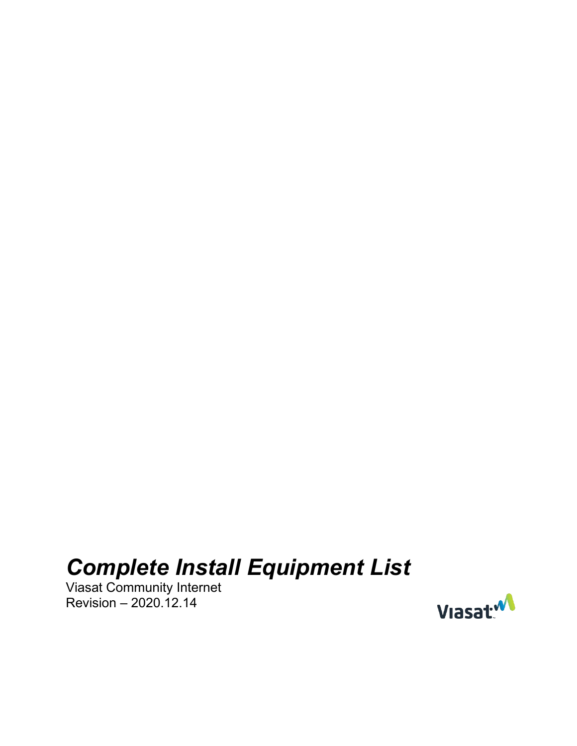# *Complete Install Equipment List*

Viasat Community Internet

Revision – 2020.12.14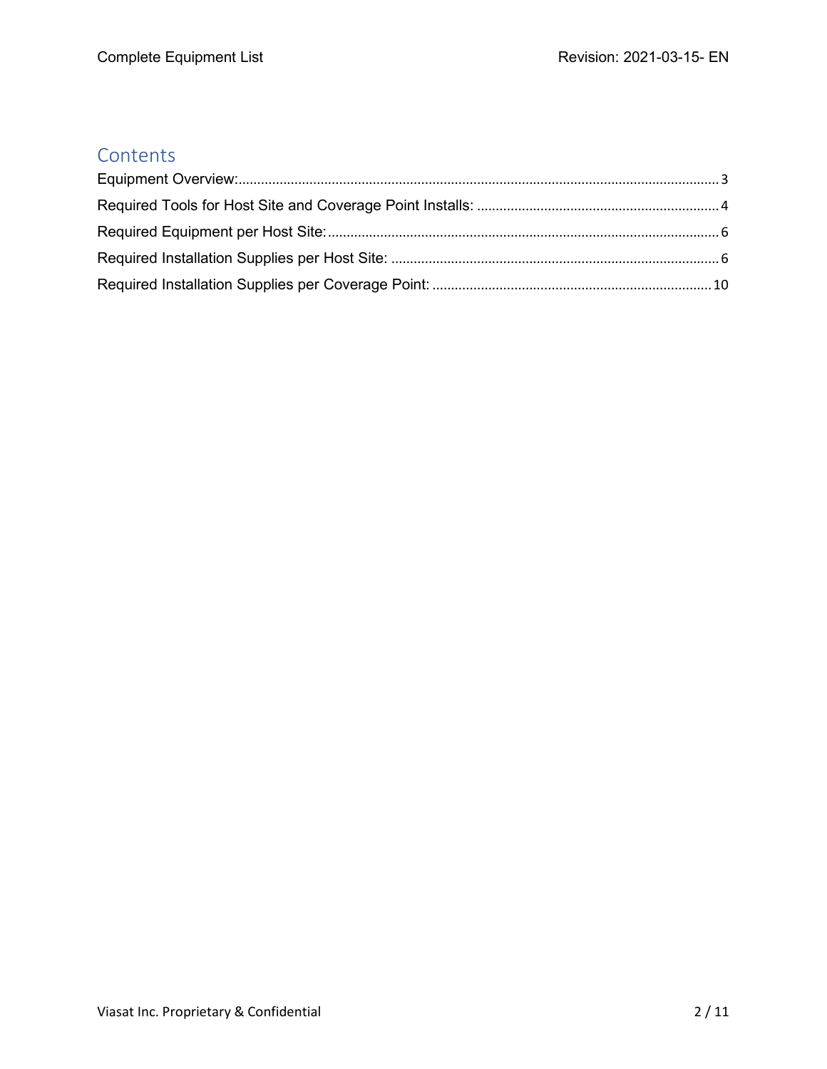## Contents

- Equipment Overview: 3
- Required Tools for Host Site and Coverage Point Installs: 4
- Required Equipment per Host Site: 6
- Required Installation Supplies per Host Site: 6
- Required Installation Supplies per Coverage Point: 10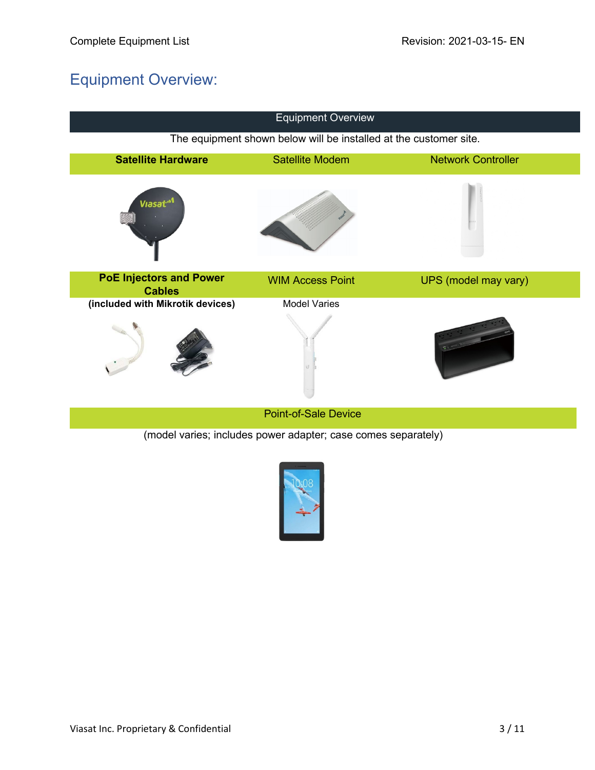## Equipment Overview:

| Equipment Overview | | |
|---|---|---|
| The equipment shown below will be installed at the customer site. | | |
| **Satellite Hardware** | Satellite Modem | Network Controller |
| **PoE Injectors and Power Cables** **(included with Mikrotik devices)** | WIM Access Point Model Varies | UPS (model may vary) |
| Point-of-Sale Device (model varies; includes power adapter; case comes separately) | | |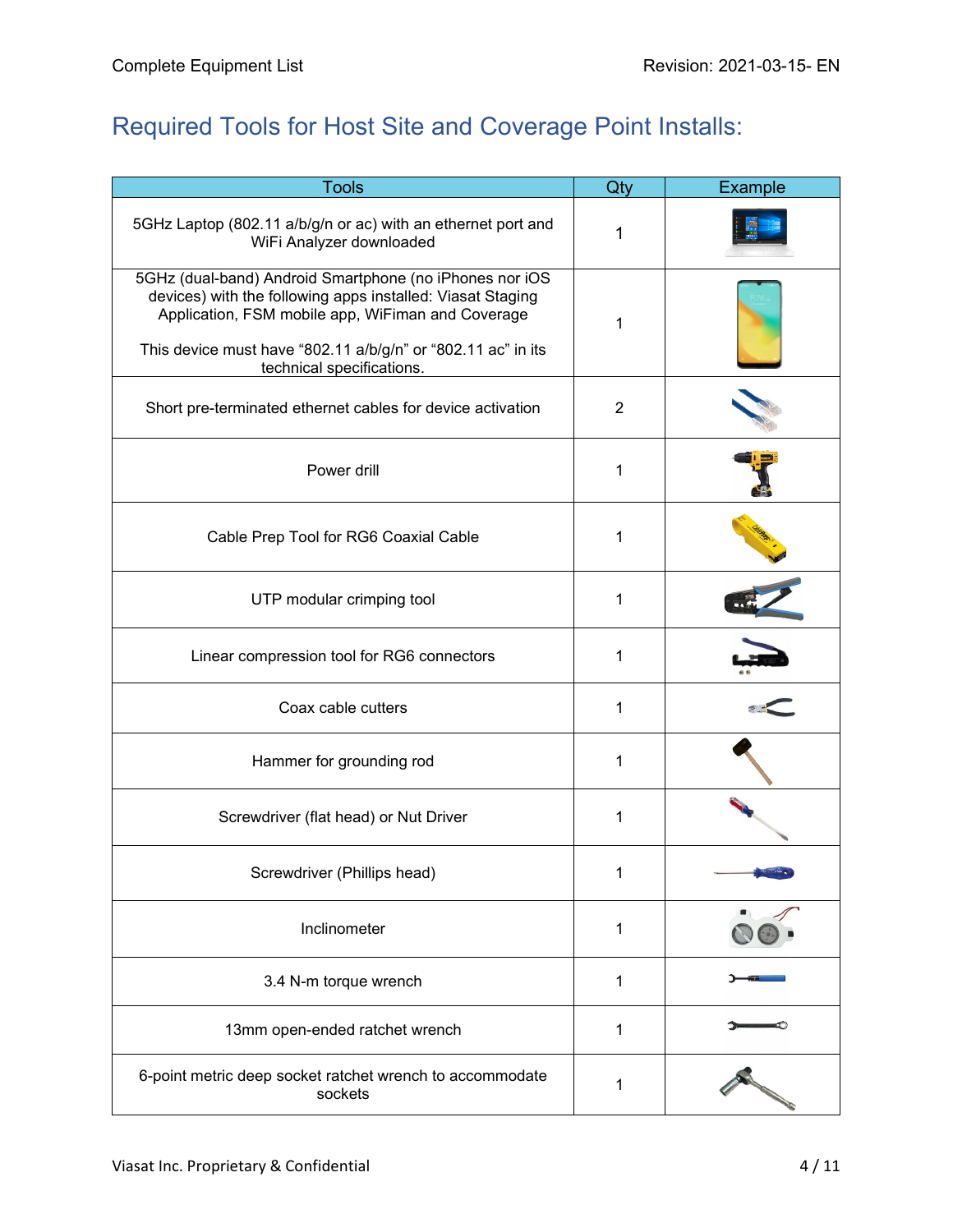# Required Tools for Host Site and Coverage Point Installs:

| Tools | Qty | Example |
|---|---|---|
| 5GHz Laptop (802.11 a/b/g/n or ac) with an ethernet port and WiFi Analyzer downloaded | 1 | |
| 5GHz (dual-band) Android Smartphone (no iPhones nor iOS devices) with the following apps installed: Viasat Staging Application, FSM mobile app, WiFiman and Coverage<br><br>This device must have "802.11 a/b/g/n" or "802.11 ac" in its technical specifications. | 1 | |
| Short pre-terminated ethernet cables for device activation | 2 | |
| Power drill | 1 | |
| Cable Prep Tool for RG6 Coaxial Cable | 1 | |
| UTP modular crimping tool | 1 | |
| Linear compression tool for RG6 connectors | 1 | |
| Coax cable cutters | 1 | |
| Hammer for grounding rod | 1 | |
| Screwdriver (flat head) or Nut Driver | 1 | |
| Screwdriver (Phillips head) | 1 | |
| Inclinometer | 1 | |
| 3.4 N-m torque wrench | 1 | |
| 13mm open-ended ratchet wrench | 1 | |
| 6-point metric deep socket ratchet wrench to accommodate sockets | 1 | |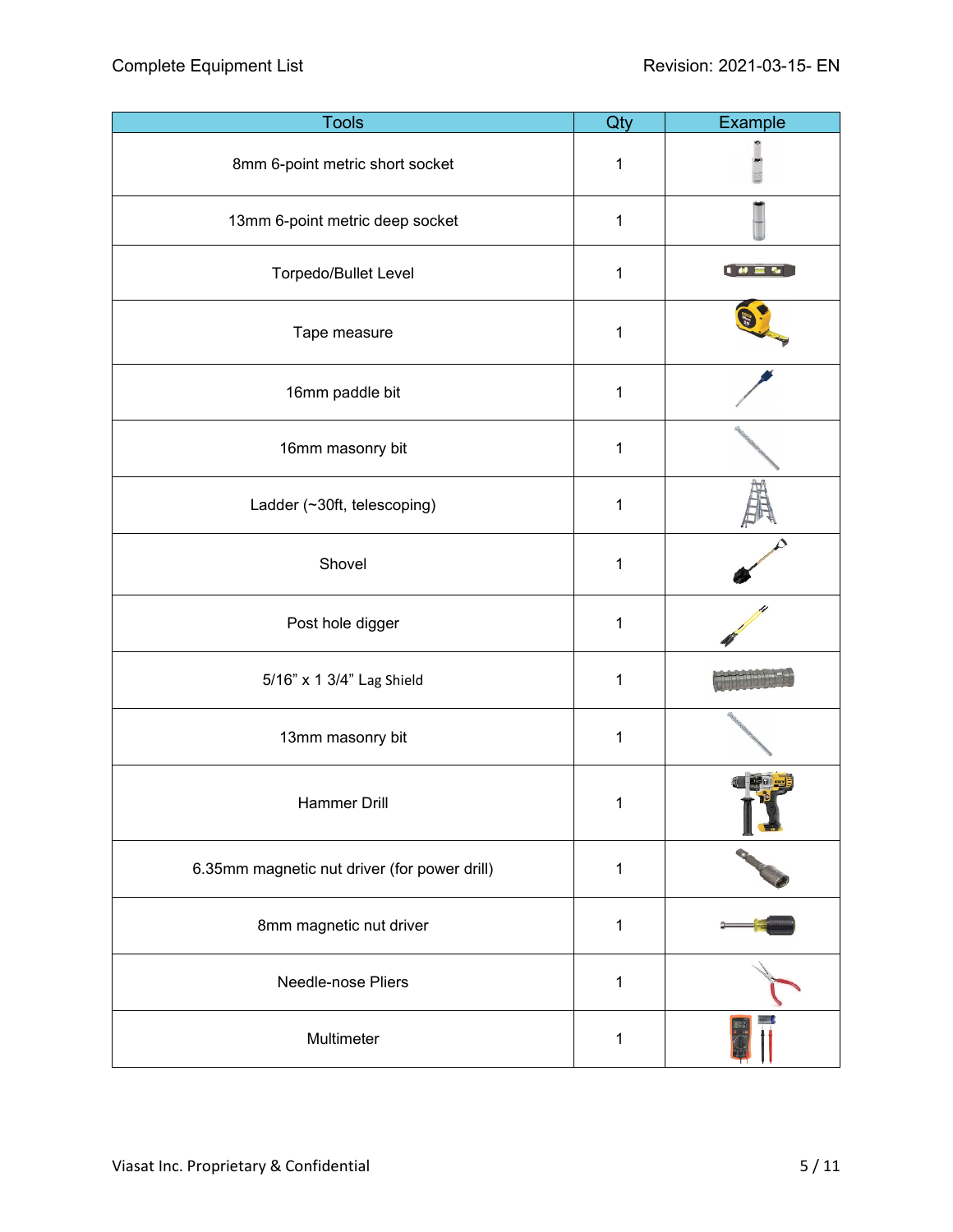| Tools | Qty | Example |
|---|---|---|
| 8mm 6-point metric short socket | 1 | |
| 13mm 6-point metric deep socket | 1 | |
| Torpedo/Bullet Level | 1 | |
| Tape measure | 1 | |
| 16mm paddle bit | 1 | |
| 16mm masonry bit | 1 | |
| Ladder (~30ft, telescoping) | 1 | |
| Shovel | 1 | |
| Post hole digger | 1 | |
| 5/16” x 1 3/4” Lag Shield | 1 | |
| 13mm masonry bit | 1 | |
| Hammer Drill | 1 | |
| 6.35mm magnetic nut driver (for power drill) | 1 | |
| 8mm magnetic nut driver | 1 | |
| Needle-nose Pliers | 1 | |
| Multimeter | 1 | |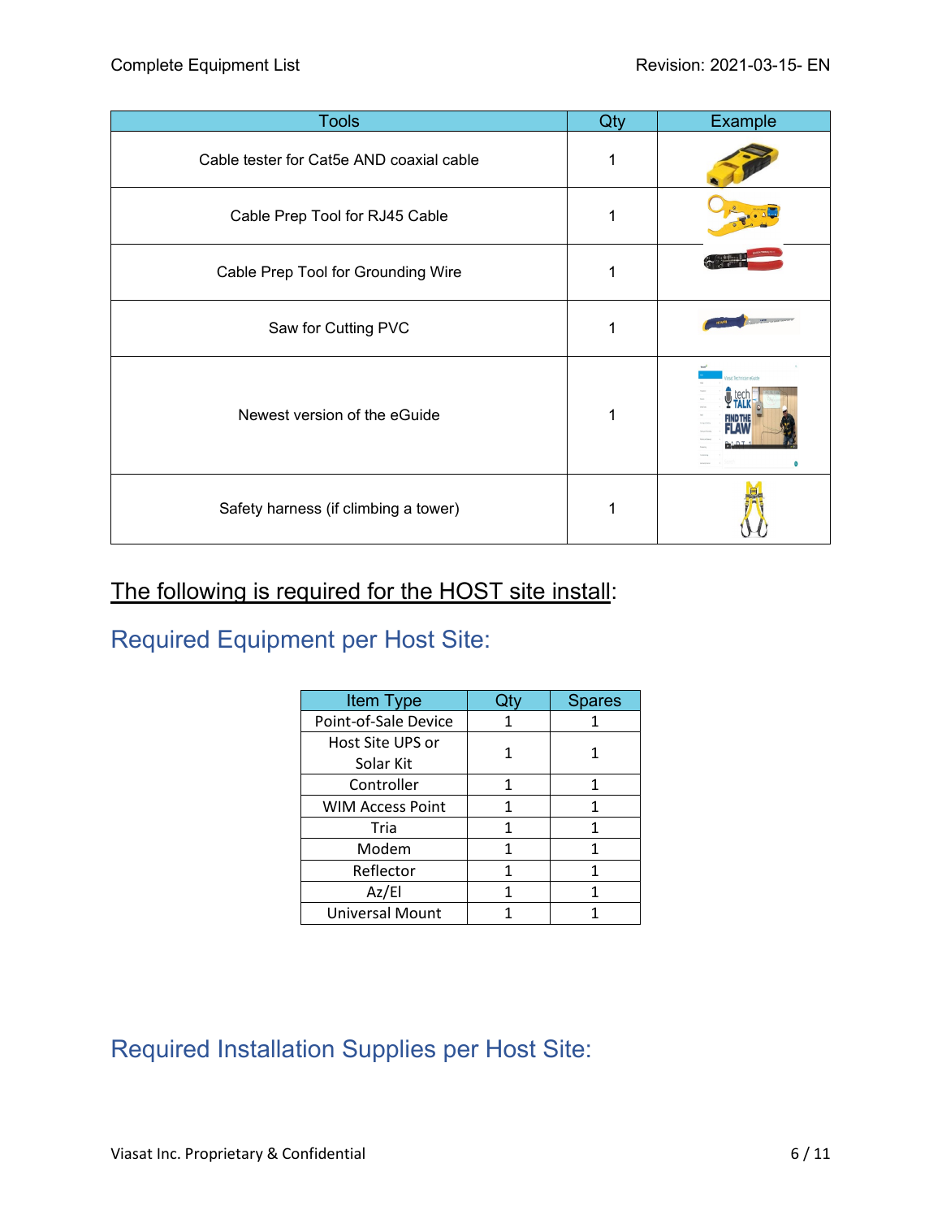| Tools | Qty | Example |
|---|---|---|
| Cable tester for Cat5e AND coaxial cable | 1 | |
| Cable Prep Tool for RJ45 Cable | 1 | |
| Cable Prep Tool for Grounding Wire | 1 | |
| Saw for Cutting PVC | 1 | |
| Newest version of the eGuide | 1 | |
| Safety harness (if climbing a tower) | 1 | |

The following is required for the HOST site install:

## Required Equipment per Host Site:

| Item Type | Qty | Spares |
|---|---|---|
| Point-of-Sale Device | 1 | 1 |
| Host Site UPS or Solar Kit | 1 | 1 |
| Controller | 1 | 1 |
| WIM Access Point | 1 | 1 |
| Tria | 1 | 1 |
| Modem | 1 | 1 |
| Reflector | 1 | 1 |
| Az/El | 1 | 1 |
| Universal Mount | 1 | 1 |

## Required Installation Supplies per Host Site: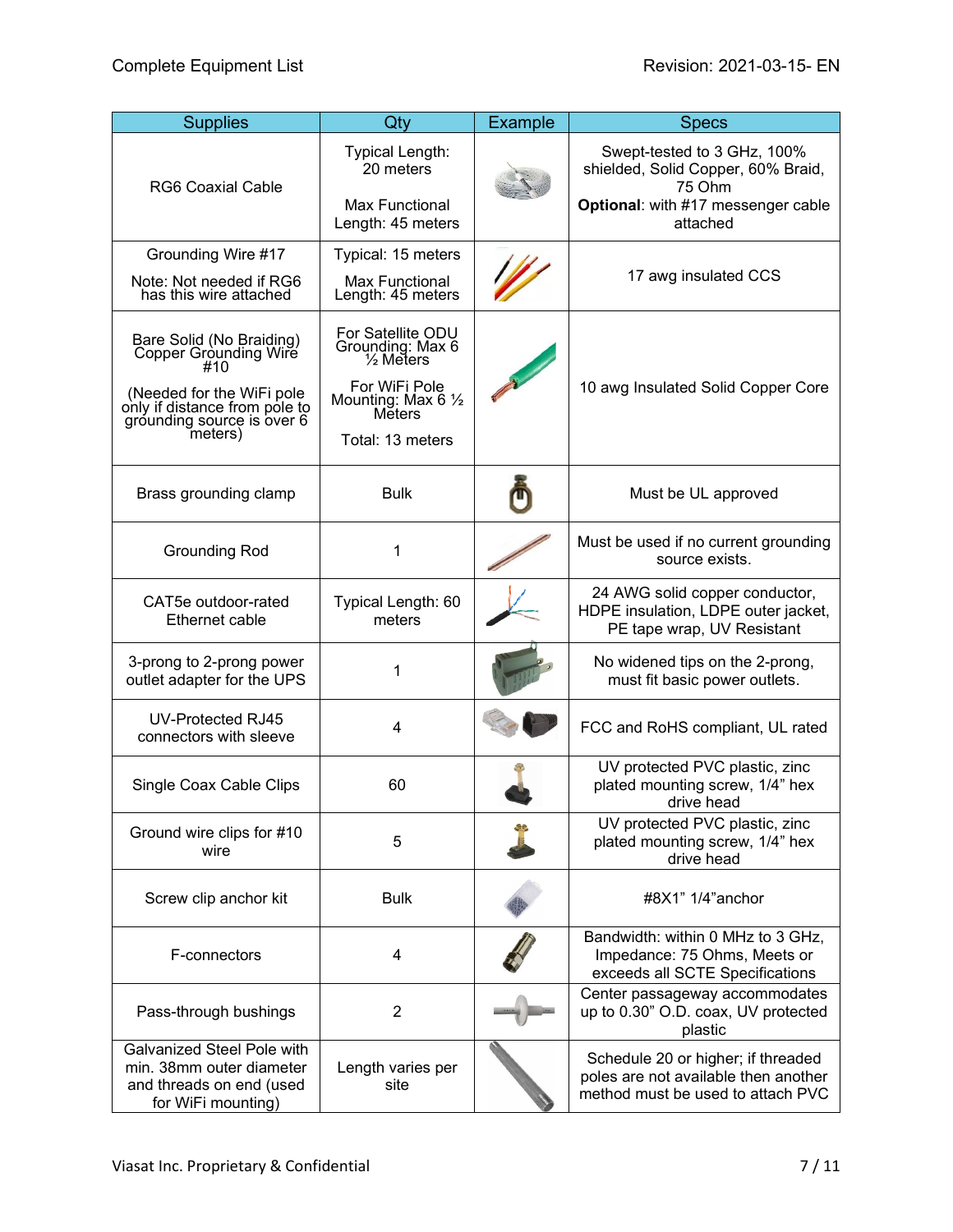| Supplies | Qty | Example | Specs |
|---|---|---|---|
| RG6 Coaxial Cable | Typical Length: 20 meters<br><br>Max Functional Length: 45 meters | | Swept-tested to 3 GHz, 100% shielded, Solid Copper, 60% Braid, 75 Ohm<br>**Optional**: with #17 messenger cable attached |
| Grounding Wire #17<br><br>Note: Not needed if RG6 has this wire attached | Typical: 15 meters<br><br>Max Functional Length: 45 meters | | 17 awg insulated CCS |
| Bare Solid (No Braiding) Copper Grounding Wire #10<br><br>(Needed for the WiFi pole only if distance from pole to grounding source is over 6 meters) | For Satellite ODU Grounding: Max 6 ½ Meters<br><br>For WiFi Pole Mounting: Max 6 ½ Meters<br><br>Total: 13 meters | | 10 awg Insulated Solid Copper Core |
| Brass grounding clamp | Bulk | | Must be UL approved |
| Grounding Rod | 1 | | Must be used if no current grounding source exists. |
| CAT5e outdoor-rated Ethernet cable | Typical Length: 60 meters | | 24 AWG solid copper conductor, HDPE insulation, LDPE outer jacket, PE tape wrap, UV Resistant |
| 3-prong to 2-prong power outlet adapter for the UPS | 1 | | No widened tips on the 2-prong, must fit basic power outlets. |
| UV-Protected RJ45 connectors with sleeve | 4 | | FCC and RoHS compliant, UL rated |
| Single Coax Cable Clips | 60 | | UV protected PVC plastic, zinc plated mounting screw, 1/4" hex drive head |
| Ground wire clips for #10 wire | 5 | | UV protected PVC plastic, zinc plated mounting screw, 1/4" hex drive head |
| Screw clip anchor kit | Bulk | | #8X1" 1/4"anchor |
| F-connectors | 4 | | Bandwidth: within 0 MHz to 3 GHz, Impedance: 75 Ohms, Meets or exceeds all SCTE Specifications |
| Pass-through bushings | 2 | | Center passageway accommodates up to 0.30" O.D. coax, UV protected plastic |
| Galvanized Steel Pole with min. 38mm outer diameter and threads on end (used for WiFi mounting) | Length varies per site | | Schedule 20 or higher; if threaded poles are not available then another method must be used to attach PVC |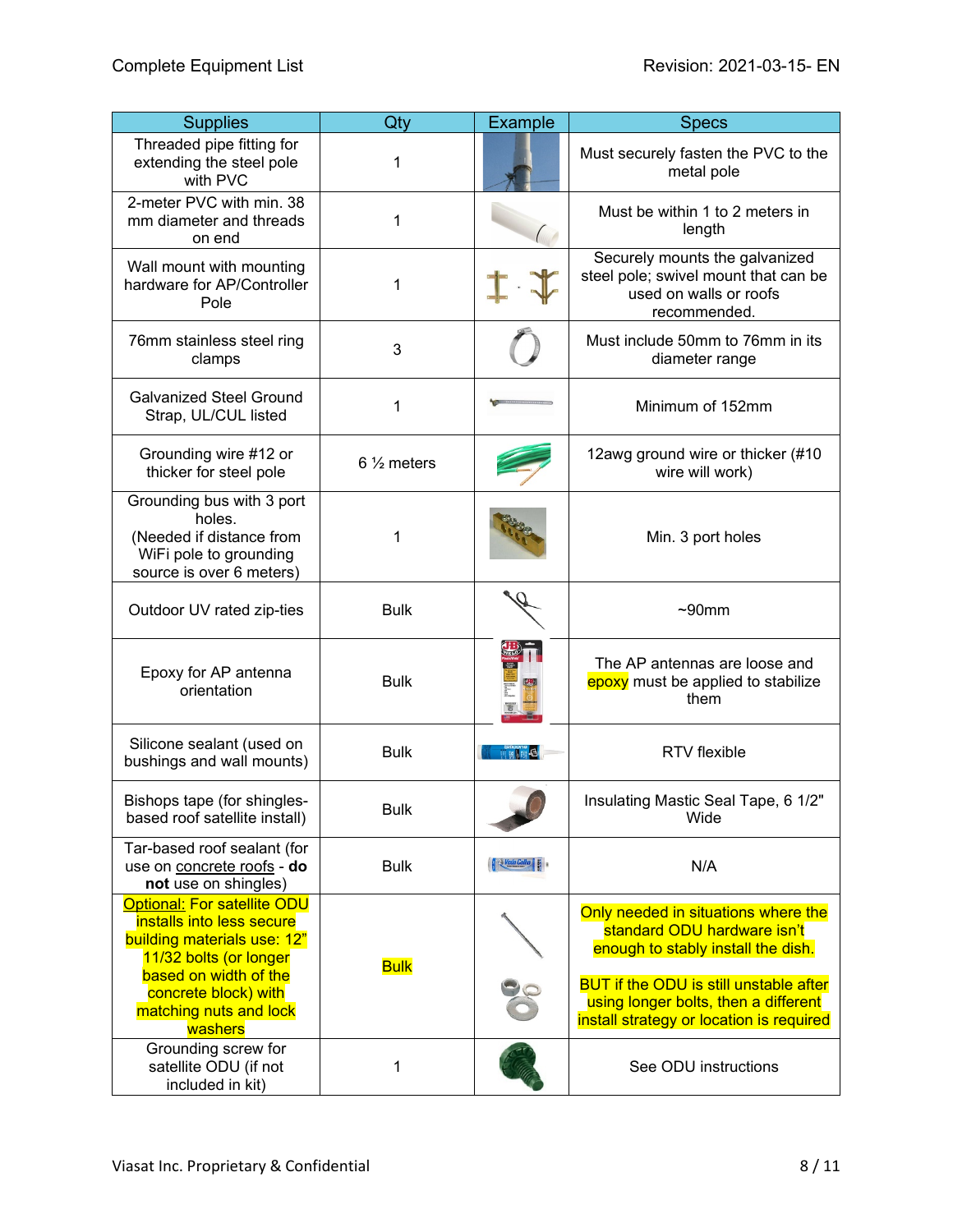| Supplies | Qty | Example | Specs |
|---|---|---|---|
| Threaded pipe fitting for extending the steel pole with PVC | 1 | | Must securely fasten the PVC to the metal pole |
| 2-meter PVC with min. 38 mm diameter and threads on end | 1 | | Must be within 1 to 2 meters in length |
| Wall mount with mounting hardware for AP/Controller Pole | 1 | | Securely mounts the galvanized steel pole; swivel mount that can be used on walls or roofs recommended. |
| 76mm stainless steel ring clamps | 3 | | Must include 50mm to 76mm in its diameter range |
| Galvanized Steel Ground Strap, UL/CUL listed | 1 | | Minimum of 152mm |
| Grounding wire #12 or thicker for steel pole | 6 ½ meters | | 12awg ground wire or thicker (#10 wire will work) |
| Grounding bus with 3 port holes. (Needed if distance from WiFi pole to grounding source is over 6 meters) | 1 | | Min. 3 port holes |
| Outdoor UV rated zip-ties | Bulk | | ~90mm |
| Epoxy for AP antenna orientation | Bulk | | The AP antennas are loose and epoxy must be applied to stabilize them |
| Silicone sealant (used on bushings and wall mounts) | Bulk | | RTV flexible |
| Bishops tape (for shingles-based roof satellite install) | Bulk | | Insulating Mastic Seal Tape, 6 1/2" Wide |
| Tar-based roof sealant (for use on concrete roofs - **do not** use on shingles) | Bulk | | N/A |
| Optional: For satellite ODU installs into less secure building materials use: 12" 11/32 bolts (or longer based on width of the concrete block) with matching nuts and lock washers | Bulk | | Only needed in situations where the standard ODU hardware isn't enough to stably install the dish. BUT if the ODU is still unstable after using longer bolts, then a different install strategy or location is required |
| Grounding screw for satellite ODU (if not included in kit) | 1 | | See ODU instructions |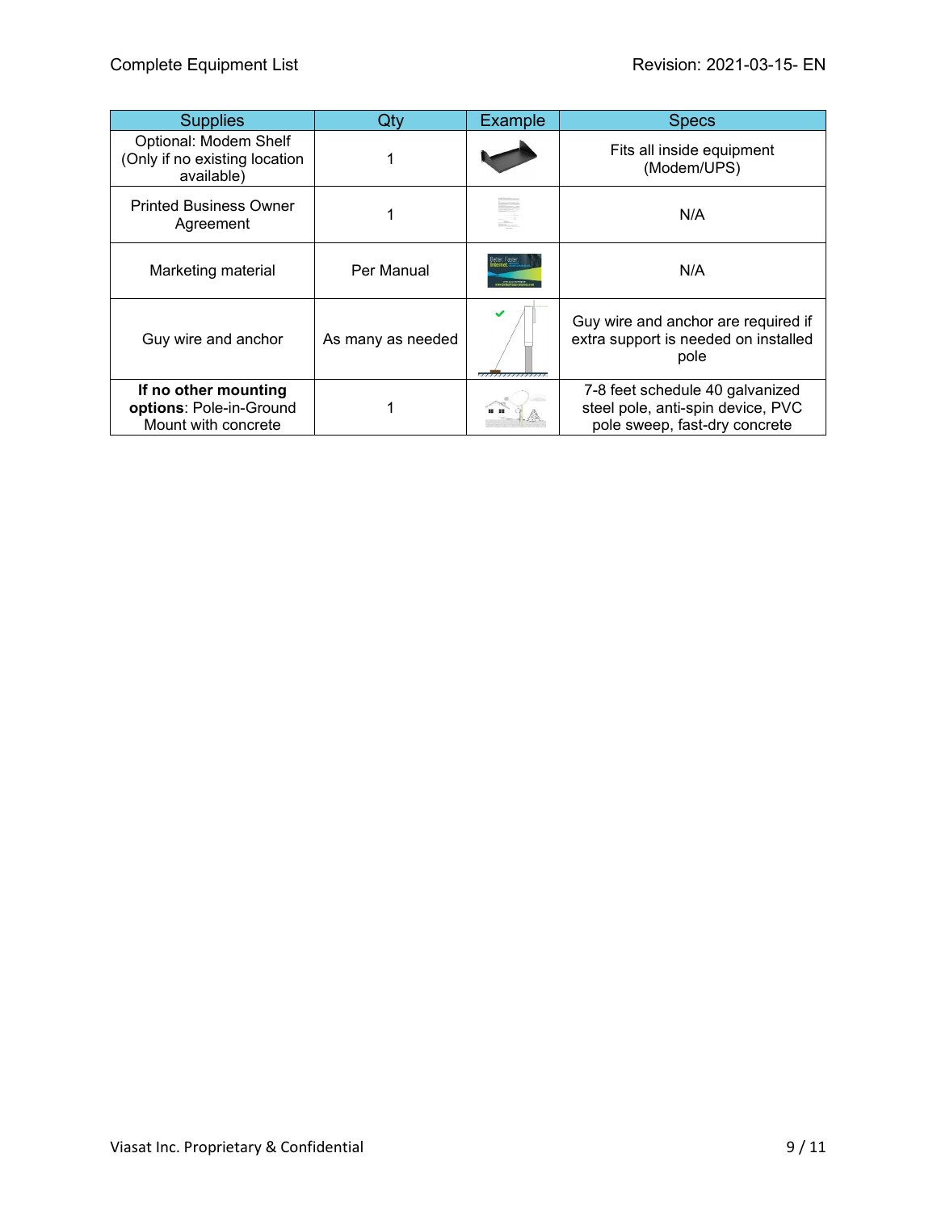| Supplies | Qty | Example | Specs |
|---|---|---|---|
| Optional: Modem Shelf (Only if no existing location available) | 1 | | Fits all inside equipment (Modem/UPS) |
| Printed Business Owner Agreement | 1 | | N/A |
| Marketing material | Per Manual | | N/A |
| Guy wire and anchor | As many as needed | | Guy wire and anchor are required if extra support is needed on installed pole |
| **If no other mounting options**: Pole-in-Ground Mount with concrete | 1 | | 7-8 feet schedule 40 galvanized steel pole, anti-spin device, PVC pole sweep, fast-dry concrete |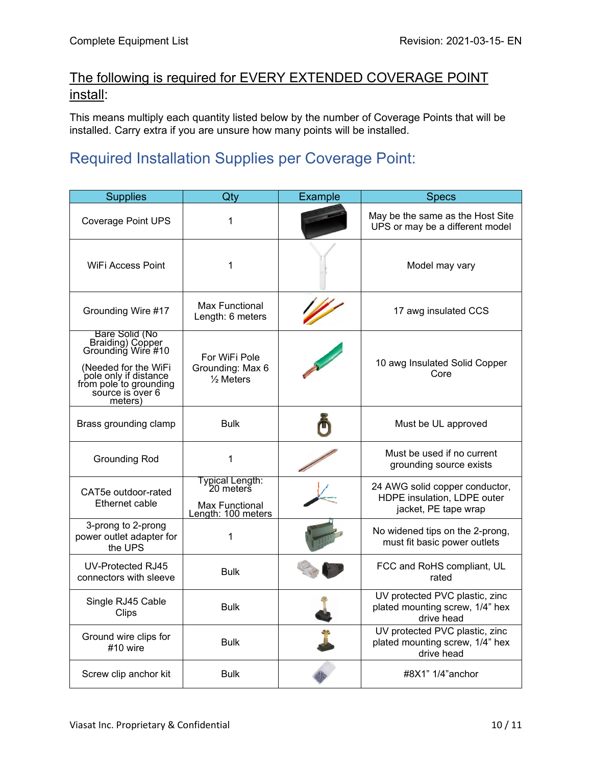## The following is required for EVERY EXTENDED COVERAGE POINT install:

This means multiply each quantity listed below by the number of Coverage Points that will be installed. Carry extra if you are unsure how many points will be installed.

## Required Installation Supplies per Coverage Point:

| Supplies | Qty | Example | Specs |
|---|---|---|---|
| Coverage Point UPS | 1 | | May be the same as the Host Site UPS or may be a different model |
| WiFi Access Point | 1 | | Model may vary |
| Grounding Wire #17 | Max Functional Length: 6 meters | | 17 awg insulated CCS |
| Bare Solid (No Braiding) Copper Grounding Wire #10 (Needed for the WiFi pole only if distance from pole to grounding source is over 6 meters) | For WiFi Pole Grounding: Max 6 ½ Meters | | 10 awg Insulated Solid Copper Core |
| Brass grounding clamp | Bulk | | Must be UL approved |
| Grounding Rod | 1 | | Must be used if no current grounding source exists |
| CAT5e outdoor-rated Ethernet cable | Typical Length: 20 meters<br>Max Functional Length: 100 meters | | 24 AWG solid copper conductor, HDPE insulation, LDPE outer jacket, PE tape wrap |
| 3-prong to 2-prong power outlet adapter for the UPS | 1 | | No widened tips on the 2-prong, must fit basic power outlets |
| UV-Protected RJ45 connectors with sleeve | Bulk | | FCC and RoHS compliant, UL rated |
| Single RJ45 Cable Clips | Bulk | | UV protected PVC plastic, zinc plated mounting screw, 1/4" hex drive head |
| Ground wire clips for #10 wire | Bulk | | UV protected PVC plastic, zinc plated mounting screw, 1/4" hex drive head |
| Screw clip anchor kit | Bulk | | #8X1" 1/4"anchor |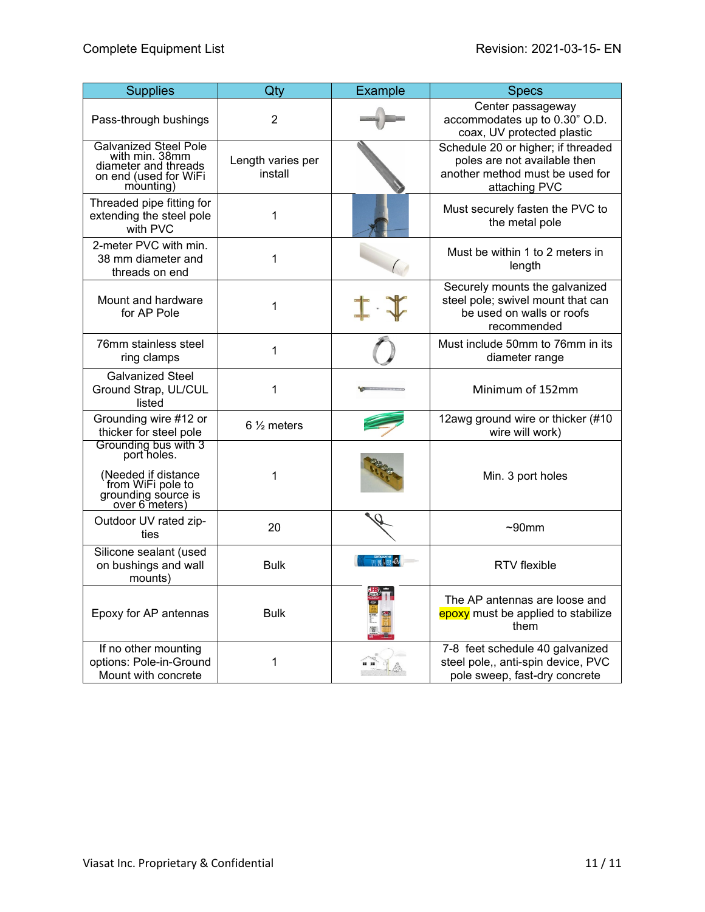| Supplies | Qty | Example | Specs |
|---|---|---|---|
| Pass-through bushings | 2 | | Center passageway accommodates up to 0.30" O.D. coax, UV protected plastic |
| Galvanized Steel Pole with min. 38mm diameter and threads on end (used for WiFi mounting) | Length varies per install | | Schedule 20 or higher; if threaded poles are not available then another method must be used for attaching PVC |
| Threaded pipe fitting for extending the steel pole with PVC | 1 | | Must securely fasten the PVC to the metal pole |
| 2-meter PVC with min. 38 mm diameter and threads on end | 1 | | Must be within 1 to 2 meters in length |
| Mount and hardware for AP Pole | 1 | | Securely mounts the galvanized steel pole; swivel mount that can be used on walls or roofs recommended |
| 76mm stainless steel ring clamps | 1 | | Must include 50mm to 76mm in its diameter range |
| Galvanized Steel Ground Strap, UL/CUL listed | 1 | | Minimum of 152mm |
| Grounding wire #12 or thicker for steel pole | 6 ½ meters | | 12awg ground wire or thicker (#10 wire will work) |
| Grounding bus with 3 port holes. (Needed if distance from WiFi pole to grounding source is over 6 meters) | 1 | | Min. 3 port holes |
| Outdoor UV rated zip-ties | 20 | | ~90mm |
| Silicone sealant (used on bushings and wall mounts) | Bulk | | RTV flexible |
| Epoxy for AP antennas | Bulk | | The AP antennas are loose and epoxy must be applied to stabilize them |
| If no other mounting options: Pole-in-Ground Mount with concrete | 1 | | 7-8 feet schedule 40 galvanized steel pole,, anti-spin device, PVC pole sweep, fast-dry concrete |